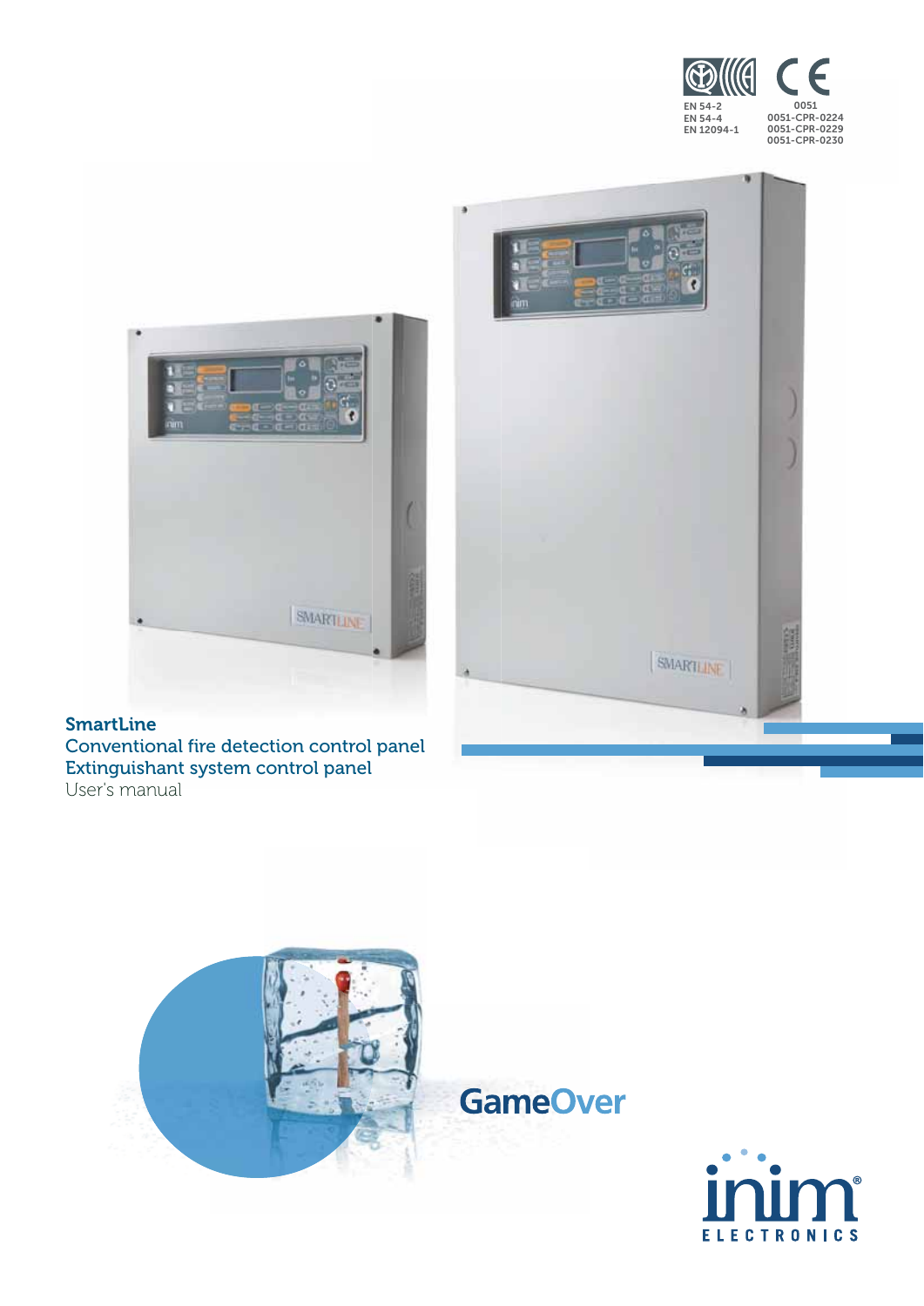EN 54-2
EN 54-4
EN 12094-1

0051
0051-CPR-0224
0051-CPR-0229
0051-CPR-0230

# SmartLine

## Conventional fire detection control panel
## Extinguishant system control panel

User's manual

GameOver

inim
ELECTRONICS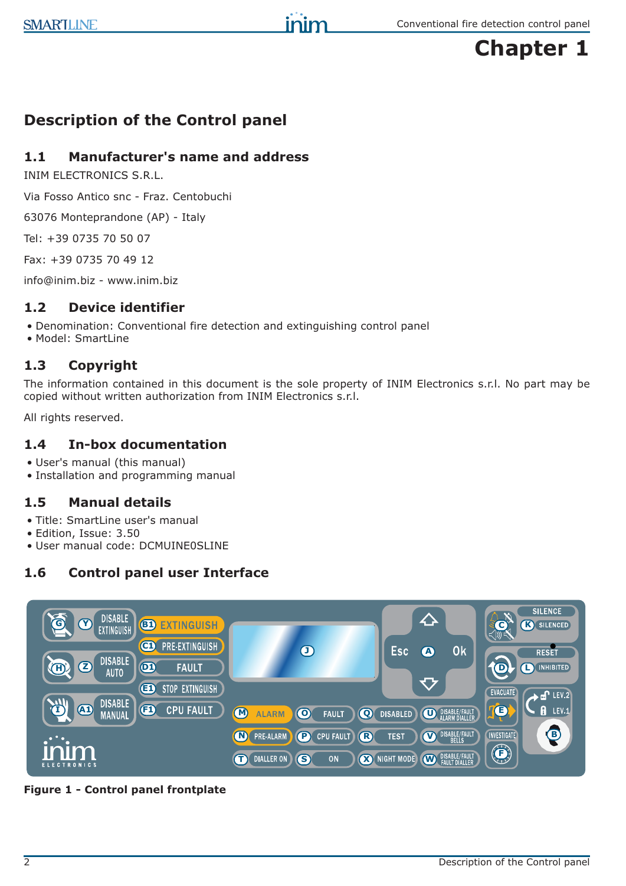# Chapter 1

## Description of the Control panel

### 1.1 Manufacturer's name and address

INIM ELECTRONICS S.R.L.

Via Fosso Antico snc - Fraz. Centobuchi

63076 Monteprandone (AP) - Italy

Tel: +39 0735 70 50 07

Fax: +39 0735 70 49 12

info@inim.biz - www.inim.biz

### 1.2 Device identifier

- Denomination: Conventional fire detection and extinguishing control panel
- Model: SmartLine

### 1.3 Copyright

The information contained in this document is the sole property of INIM Electronics s.r.l. No part may be copied without written authorization from INIM Electronics s.r.l.

All rights reserved.

### 1.4 In-box documentation

- User's manual (this manual)
- Installation and programming manual

### 1.5 Manual details

- Title: SmartLine user's manual
- Edition, Issue: 3.50
- User manual code: DCMUINE0SLINE

### 1.6 Control panel user Interface

**Figure 1 - Control panel frontplate**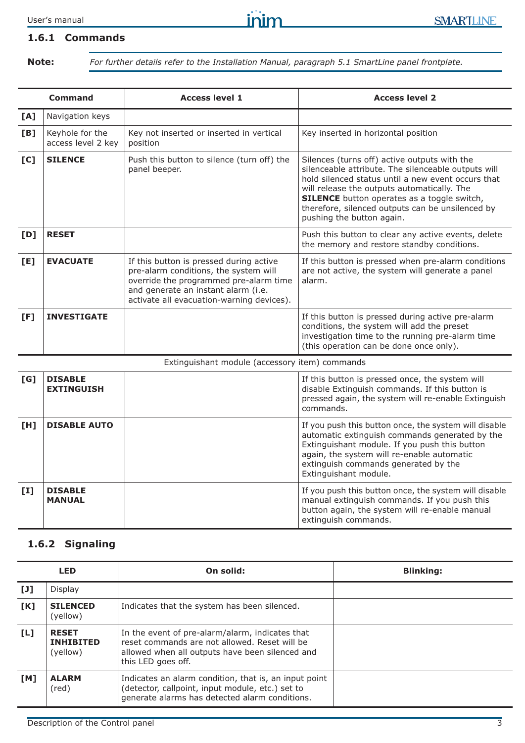### 1.6.1 Commands

**Note:** *For further details refer to the Installation Manual, paragraph 5.1 SmartLine panel frontplate.*

| Command | | Access level 1 | Access level 2 |
|---|---|---|---|
| **[A]** | Navigation keys | | |
| **[B]** | Keyhole for the access level 2 key | Key not inserted or inserted in vertical position | Key inserted in horizontal position |
| **[C]** | **SILENCE** | Push this button to silence (turn off) the panel beeper. | Silences (turns off) active outputs with the silenceable attribute. The silenceable outputs will hold silenced status until a new event occurs that will release the outputs automatically. The **SILENCE** button operates as a toggle switch, therefore, silenced outputs can be unsilenced by pushing the button again. |
| **[D]** | **RESET** | | Push this button to clear any active events, delete the memory and restore standby conditions. |
| **[E]** | **EVACUATE** | If this button is pressed during active pre-alarm conditions, the system will override the programmed pre-alarm time and generate an instant alarm (i.e. activate all evacuation-warning devices). | If this button is pressed when pre-alarm conditions are not active, the system will generate a panel alarm. |
| **[F]** | **INVESTIGATE** | | If this button is pressed during active pre-alarm conditions, the system will add the preset investigation time to the running pre-alarm time (this operation can be done once only). |
| | Extinguishant module (accessory item) commands | | |
| **[G]** | **DISABLE EXTINGUISH** | | If this button is pressed once, the system will disable Extinguish commands. If this button is pressed again, the system will re-enable Extinguish commands. |
| **[H]** | **DISABLE AUTO** | | If you push this button once, the system will disable automatic extinguish commands generated by the Extinguishant module. If you push this button again, the system will re-enable automatic extinguish commands generated by the Extinguishant module. |
| **[I]** | **DISABLE MANUAL** | | If you push this button once, the system will disable manual extinguish commands. If you push this button again, the system will re-enable manual extinguish commands. |

### 1.6.2 Signaling

| LED | | On solid: | Blinking: |
|---|---|---|---|
| **[J]** | Display | | |
| **[K]** | **SILENCED** (yellow) | Indicates that the system has been silenced. | |
| **[L]** | **RESET INHIBITED** (yellow) | In the event of pre-alarm/alarm, indicates that reset commands are not allowed. Reset will be allowed when all outputs have been silenced and this LED goes off. | |
| **[M]** | **ALARM** (red) | Indicates an alarm condition, that is, an input point (detector, callpoint, input module, etc.) set to generate alarms has detected alarm conditions. | |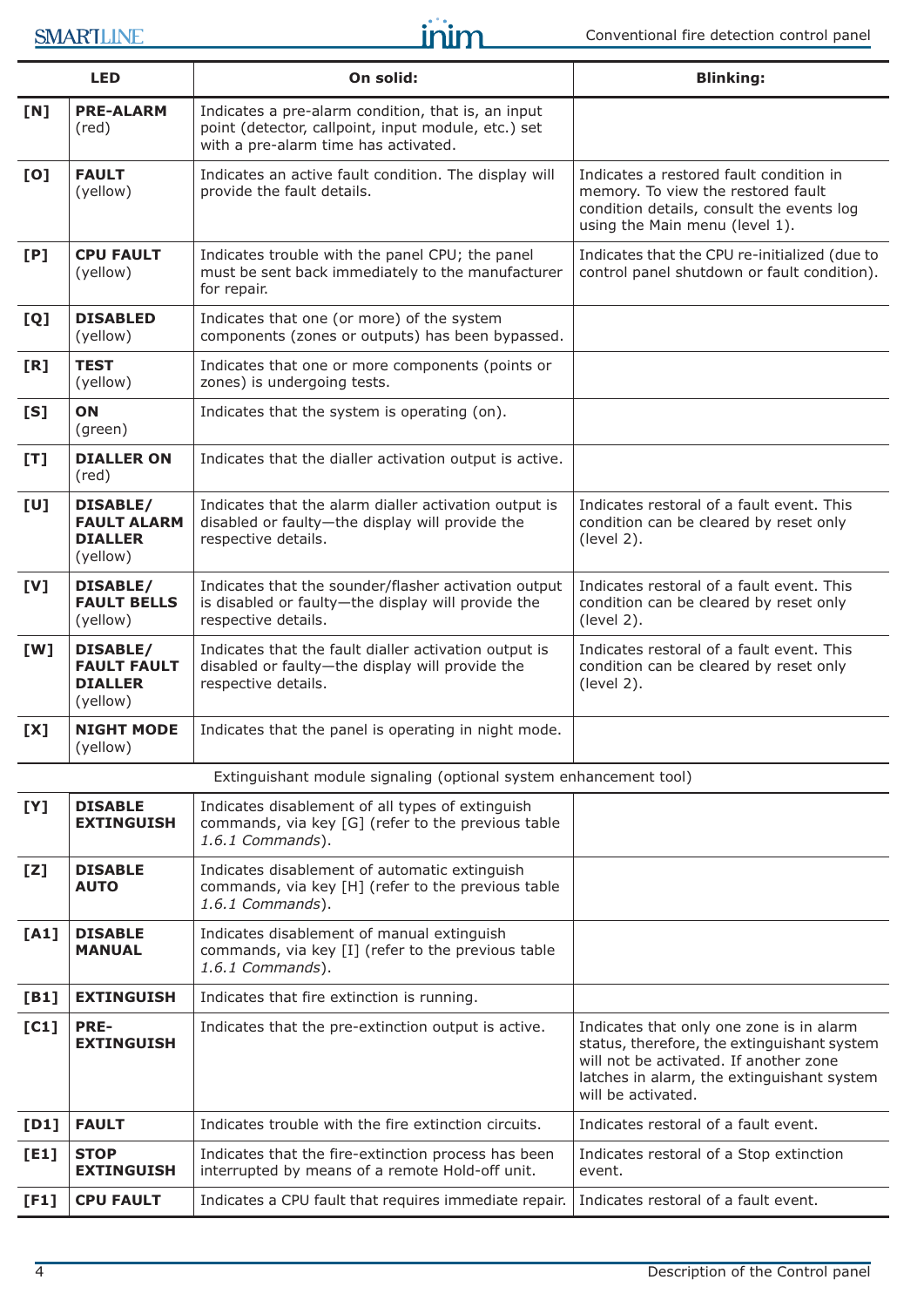| LED | | On solid: | Blinking: |
|---|---|---|---|
| [N] | **PRE-ALARM** (red) | Indicates a pre-alarm condition, that is, an input point (detector, callpoint, input module, etc.) set with a pre-alarm time has activated. | |
| [O] | **FAULT** (yellow) | Indicates an active fault condition. The display will provide the fault details. | Indicates a restored fault condition in memory. To view the restored fault condition details, consult the events log using the Main menu (level 1). |
| [P] | **CPU FAULT** (yellow) | Indicates trouble with the panel CPU; the panel must be sent back immediately to the manufacturer for repair. | Indicates that the CPU re-initialized (due to control panel shutdown or fault condition). |
| [Q] | **DISABLED** (yellow) | Indicates that one (or more) of the system components (zones or outputs) has been bypassed. | |
| [R] | **TEST** (yellow) | Indicates that one or more components (points or zones) is undergoing tests. | |
| [S] | **ON** (green) | Indicates that the system is operating (on). | |
| [T] | **DIALLER ON** (red) | Indicates that the dialler activation output is active. | |
| [U] | **DISABLE/ FAULT ALARM DIALLER** (yellow) | Indicates that the alarm dialler activation output is disabled or faulty—the display will provide the respective details. | Indicates restoral of a fault event. This condition can be cleared by reset only (level 2). |
| [V] | **DISABLE/ FAULT BELLS** (yellow) | Indicates that the sounder/flasher activation output is disabled or faulty—the display will provide the respective details. | Indicates restoral of a fault event. This condition can be cleared by reset only (level 2). |
| [W] | **DISABLE/ FAULT FAULT DIALLER** (yellow) | Indicates that the fault dialler activation output is disabled or faulty—the display will provide the respective details. | Indicates restoral of a fault event. This condition can be cleared by reset only (level 2). |
| [X] | **NIGHT MODE** (yellow) | Indicates that the panel is operating in night mode. | |
| | | Extinguishant module signaling (optional system enhancement tool) | |
| [Y] | **DISABLE EXTINGUISH** | Indicates disablement of all types of extinguish commands, via key [G] (refer to the previous table *1.6.1 Commands*). | |
| [Z] | **DISABLE AUTO** | Indicates disablement of automatic extinguish commands, via key [H] (refer to the previous table *1.6.1 Commands*). | |
| [A1] | **DISABLE MANUAL** | Indicates disablement of manual extinguish commands, via key [I] (refer to the previous table *1.6.1 Commands*). | |
| [B1] | **EXTINGUISH** | Indicates that fire extinction is running. | |
| [C1] | **PRE-EXTINGUISH** | Indicates that the pre-extinction output is active. | Indicates that only one zone is in alarm status, therefore, the extinguishant system will not be activated. If another zone latches in alarm, the extinguishant system will be activated. |
| [D1] | **FAULT** | Indicates trouble with the fire extinction circuits. | Indicates restoral of a fault event. |
| [E1] | **STOP EXTINGUISH** | Indicates that the fire-extinction process has been interrupted by means of a remote Hold-off unit. | Indicates restoral of a Stop extinction event. |
| [F1] | **CPU FAULT** | Indicates a CPU fault that requires immediate repair. | Indicates restoral of a fault event. |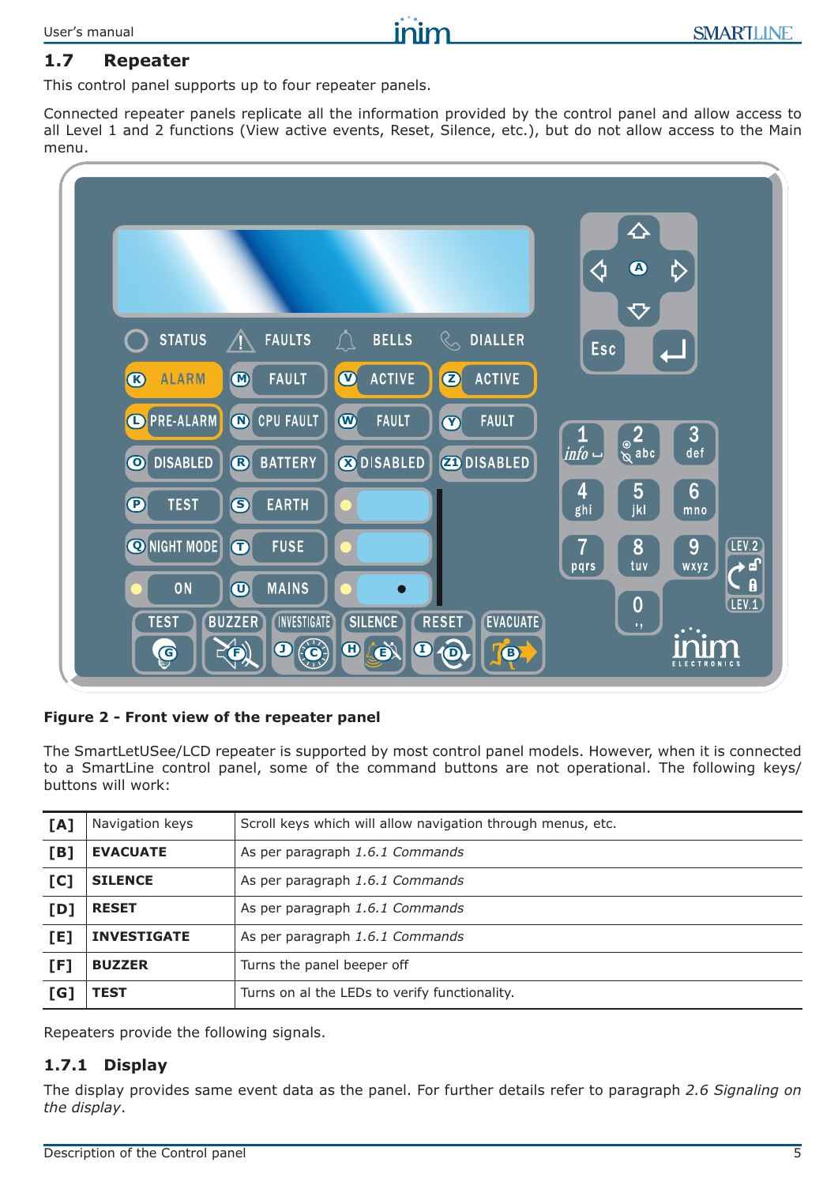## 1.7 Repeater

This control panel supports up to four repeater panels.

Connected repeater panels replicate all the information provided by the control panel and allow access to all Level 1 and 2 functions (View active events, Reset, Silence, etc.), but do not allow access to the Main menu.

**Figure 2 - Front view of the repeater panel**

The SmartLetUSee/LCD repeater is supported by most control panel models. However, when it is connected to a SmartLine control panel, some of the command buttons are not operational. The following keys/ buttons will work:

| **[A]** | Navigation keys | Scroll keys which will allow navigation through menus, etc. |
|---|---|---|
| **[B]** | **EVACUATE** | As per paragraph *1.6.1 Commands* |
| **[C]** | **SILENCE** | As per paragraph *1.6.1 Commands* |
| **[D]** | **RESET** | As per paragraph *1.6.1 Commands* |
| **[E]** | **INVESTIGATE** | As per paragraph *1.6.1 Commands* |
| **[F]** | **BUZZER** | Turns the panel beeper off |
| **[G]** | **TEST** | Turns on al the LEDs to verify functionality. |

Repeaters provide the following signals.

### 1.7.1 Display

The display provides same event data as the panel. For further details refer to paragraph *2.6 Signaling on the display*.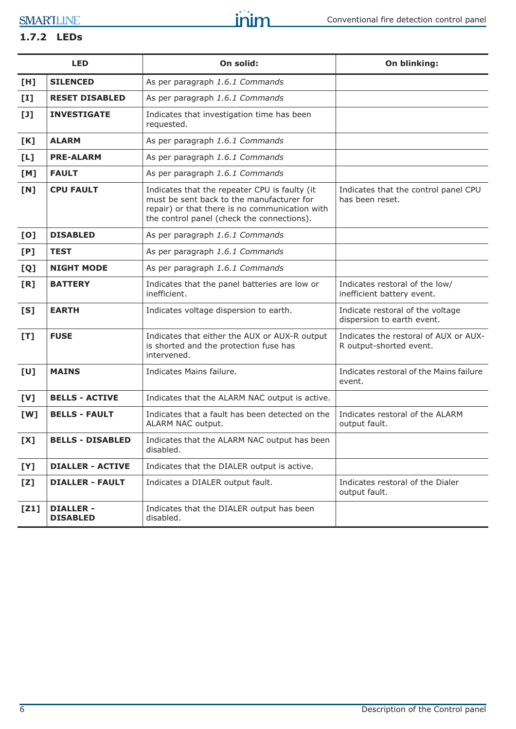### 1.7.2 LEDs

| LED | | On solid: | On blinking: |
|---|---|---|---|
| **[H]** | **SILENCED** | As per paragraph *1.6.1 Commands* | |
| **[I]** | **RESET DISABLED** | As per paragraph *1.6.1 Commands* | |
| **[J]** | **INVESTIGATE** | Indicates that investigation time has been requested. | |
| **[K]** | **ALARM** | As per paragraph *1.6.1 Commands* | |
| **[L]** | **PRE-ALARM** | As per paragraph *1.6.1 Commands* | |
| **[M]** | **FAULT** | As per paragraph *1.6.1 Commands* | |
| **[N]** | **CPU FAULT** | Indicates that the repeater CPU is faulty (it must be sent back to the manufacturer for repair) or that there is no communication with the control panel (check the connections). | Indicates that the control panel CPU has been reset. |
| **[O]** | **DISABLED** | As per paragraph *1.6.1 Commands* | |
| **[P]** | **TEST** | As per paragraph *1.6.1 Commands* | |
| **[Q]** | **NIGHT MODE** | As per paragraph *1.6.1 Commands* | |
| **[R]** | **BATTERY** | Indicates that the panel batteries are low or inefficient. | Indicates restoral of the low/ inefficient battery event. |
| **[S]** | **EARTH** | Indicates voltage dispersion to earth. | Indicate restoral of the voltage dispersion to earth event. |
| **[T]** | **FUSE** | Indicates that either the AUX or AUX-R output is shorted and the protection fuse has intervened. | Indicates the restoral of AUX or AUX-R output-shorted event. |
| **[U]** | **MAINS** | Indicates Mains failure. | Indicates restoral of the Mains failure event. |
| **[V]** | **BELLS - ACTIVE** | Indicates that the ALARM NAC output is active. | |
| **[W]** | **BELLS - FAULT** | Indicates that a fault has been detected on the ALARM NAC output. | Indicates restoral of the ALARM output fault. |
| **[X]** | **BELLS - DISABLED** | Indicates that the ALARM NAC output has been disabled. | |
| **[Y]** | **DIALLER - ACTIVE** | Indicates that the DIALER output is active. | |
| **[Z]** | **DIALLER - FAULT** | Indicates a DIALER output fault. | Indicates restoral of the Dialer output fault. |
| **[Z1]** | **DIALLER - DISABLED** | Indicates that the DIALER output has been disabled. | |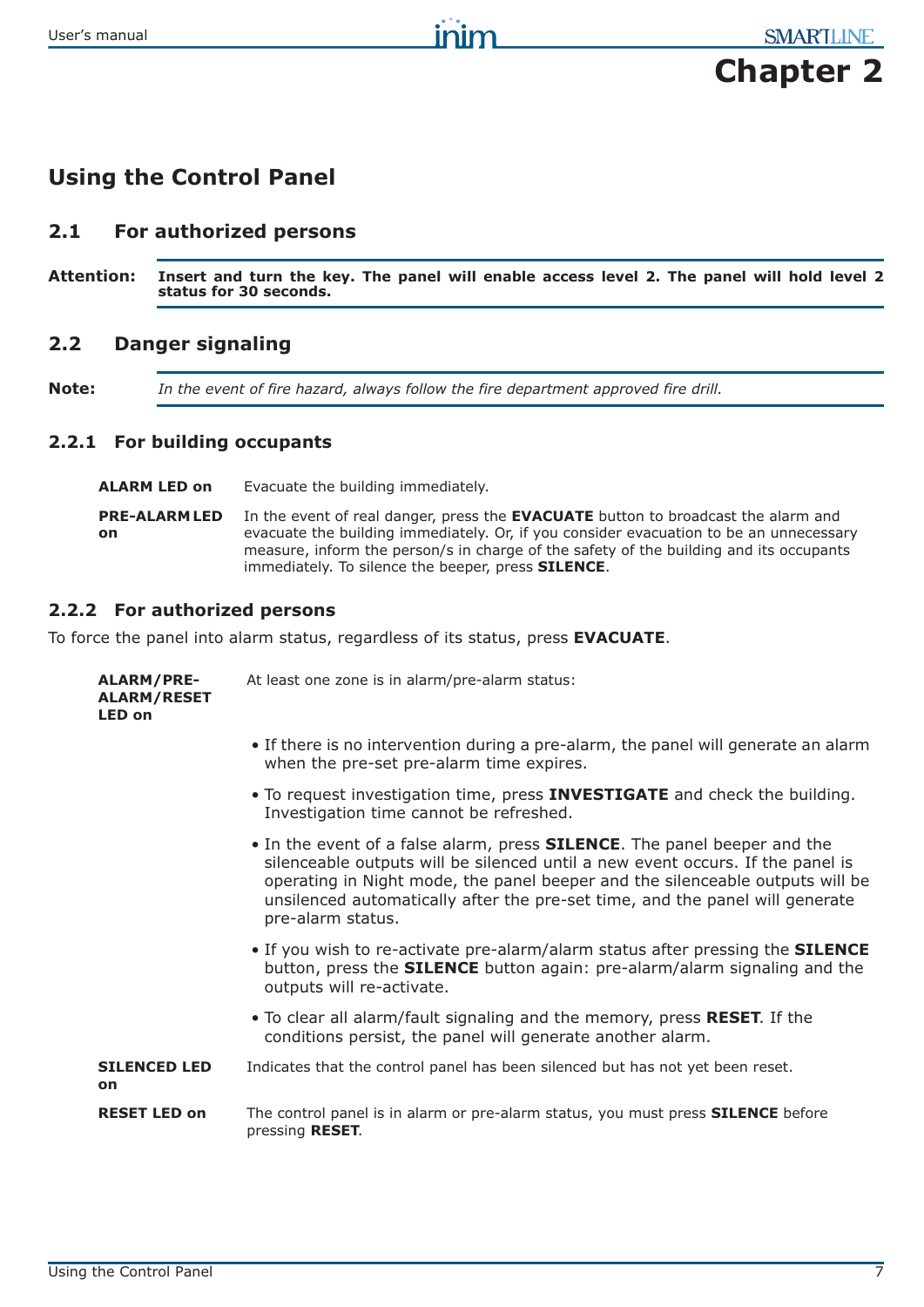# Chapter 2

## Using the Control Panel

### 2.1 For authorized persons

**Attention:** **Insert and turn the key. The panel will enable access level 2. The panel will hold level 2 status for 30 seconds.**

### 2.2 Danger signaling

**Note:** *In the event of fire hazard, always follow the fire department approved fire drill.*

#### 2.2.1 For building occupants

**ALARM LED on** — Evacuate the building immediately.

**PRE-ALARM LED on** — In the event of real danger, press the **EVACUATE** button to broadcast the alarm and evacuate the building immediately. Or, if you consider evacuation to be an unnecessary measure, inform the person/s in charge of the safety of the building and its occupants immediately. To silence the beeper, press **SILENCE**.

#### 2.2.2 For authorized persons

To force the panel into alarm status, regardless of its status, press **EVACUATE**.

**ALARM/PRE-ALARM/RESET LED on** — At least one zone is in alarm/pre-alarm status:

- If there is no intervention during a pre-alarm, the panel will generate an alarm when the pre-set pre-alarm time expires.
- To request investigation time, press **INVESTIGATE** and check the building. Investigation time cannot be refreshed.
- In the event of a false alarm, press **SILENCE**. The panel beeper and the silenceable outputs will be silenced until a new event occurs. If the panel is operating in Night mode, the panel beeper and the silenceable outputs will be unsilenced automatically after the pre-set time, and the panel will generate pre-alarm status.
- If you wish to re-activate pre-alarm/alarm status after pressing the **SILENCE** button, press the **SILENCE** button again: pre-alarm/alarm signaling and the outputs will re-activate.
- To clear all alarm/fault signaling and the memory, press **RESET**. If the conditions persist, the panel will generate another alarm.

**SILENCED LED on** — Indicates that the control panel has been silenced but has not yet been reset.

**RESET LED on** — The control panel is in alarm or pre-alarm status, you must press **SILENCE** before pressing **RESET**.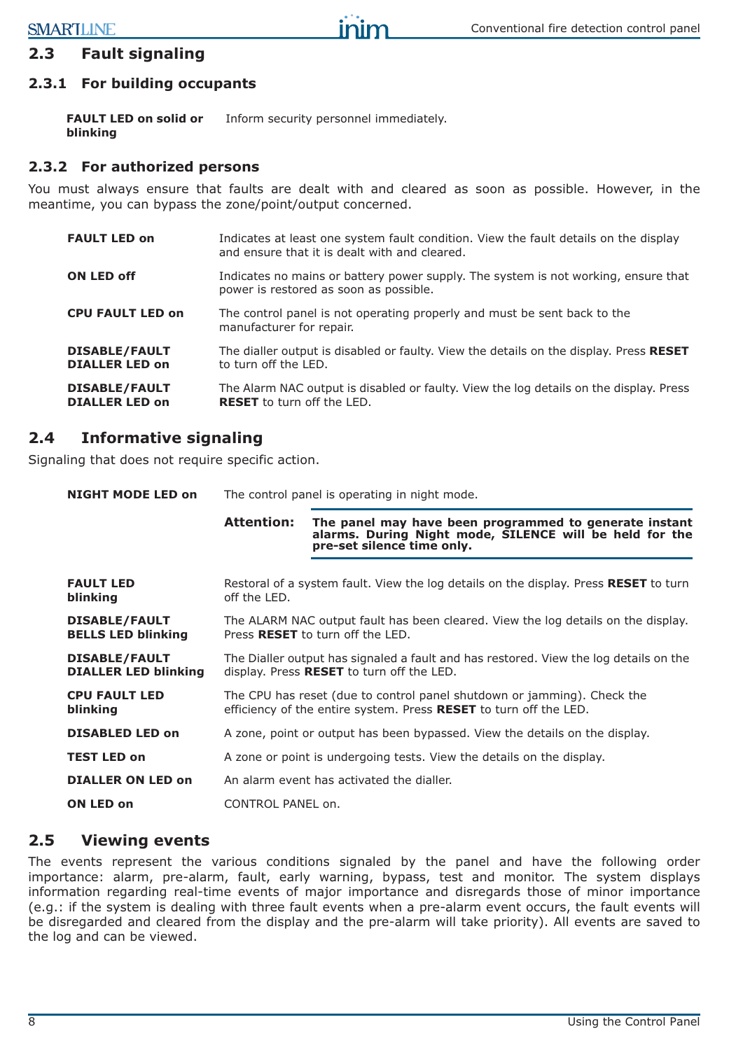## 2.3 Fault signaling

### 2.3.1 For building occupants

| | |
|---|---|
| **FAULT LED on solid or blinking** | Inform security personnel immediately. |

### 2.3.2 For authorized persons

You must always ensure that faults are dealt with and cleared as soon as possible. However, in the meantime, you can bypass the zone/point/output concerned.

| | |
|---|---|
| **FAULT LED on** | Indicates at least one system fault condition. View the fault details on the display and ensure that it is dealt with and cleared. |
| **ON LED off** | Indicates no mains or battery power supply. The system is not working, ensure that power is restored as soon as possible. |
| **CPU FAULT LED on** | The control panel is not operating properly and must be sent back to the manufacturer for repair. |
| **DISABLE/FAULT DIALLER LED on** | The dialler output is disabled or faulty. View the details on the display. Press **RESET** to turn off the LED. |
| **DISABLE/FAULT DIALLER LED on** | The Alarm NAC output is disabled or faulty. View the log details on the display. Press **RESET** to turn off the LED. |

## 2.4 Informative signaling

Signaling that does not require specific action.

**NIGHT MODE LED on** — The control panel is operating in night mode.

**Attention:** **The panel may have been programmed to generate instant alarms. During Night mode, SILENCE will be held for the pre-set silence time only.**

| | |
|---|---|
| **FAULT LED blinking** | Restoral of a system fault. View the log details on the display. Press **RESET** to turn off the LED. |
| **DISABLE/FAULT BELLS LED blinking** | The ALARM NAC output fault has been cleared. View the log details on the display. Press **RESET** to turn off the LED. |
| **DISABLE/FAULT DIALLER LED blinking** | The Dialler output has signaled a fault and has restored. View the log details on the display. Press **RESET** to turn off the LED. |
| **CPU FAULT LED blinking** | The CPU has reset (due to control panel shutdown or jamming). Check the efficiency of the entire system. Press **RESET** to turn off the LED. |
| **DISABLED LED on** | A zone, point or output has been bypassed. View the details on the display. |
| **TEST LED on** | A zone or point is undergoing tests. View the details on the display. |
| **DIALLER ON LED on** | An alarm event has activated the dialler. |
| **ON LED on** | CONTROL PANEL on. |

## 2.5 Viewing events

The events represent the various conditions signaled by the panel and have the following order importance: alarm, pre-alarm, fault, early warning, bypass, test and monitor. The system displays information regarding real-time events of major importance and disregards those of minor importance (e.g.: if the system is dealing with three fault events when a pre-alarm event occurs, the fault events will be disregarded and cleared from the display and the pre-alarm will take priority). All events are saved to the log and can be viewed.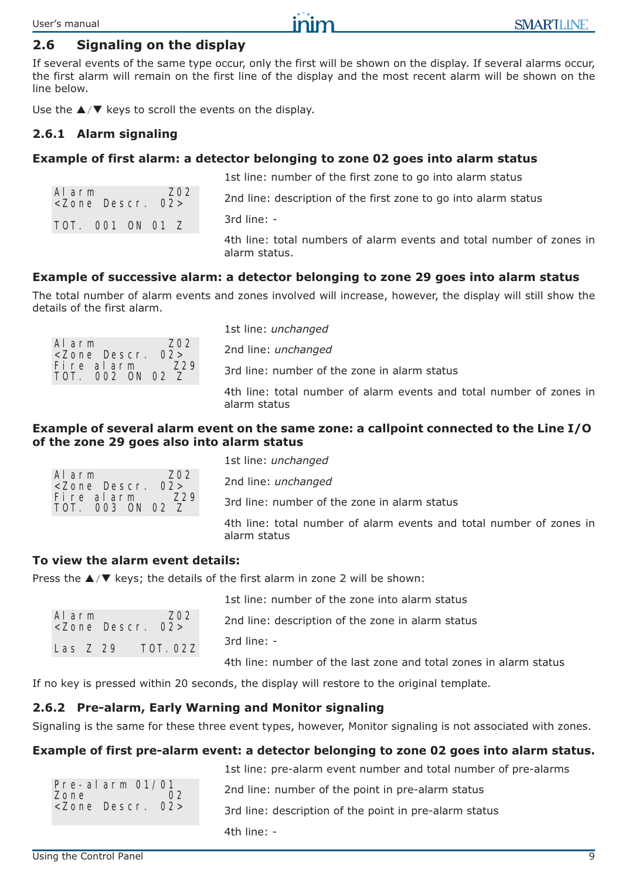## 2.6 Signaling on the display

If several events of the same type occur, only the first will be shown on the display. If several alarms occur, the first alarm will remain on the first line of the display and the most recent alarm will be shown on the line below.

Use the ▲/▼ keys to scroll the events on the display.

### 2.6.1 Alarm signaling

**Example of first alarm: a detector belonging to zone 02 goes into alarm status**

```
Alarm            Z02
<Zone Descr.   02>

TOT. 001 ON 01 Z
```

1st line: number of the first zone to go into alarm status

2nd line: description of the first zone to go into alarm status

3rd line: -

4th line: total numbers of alarm events and total number of zones in alarm status.

**Example of successive alarm: a detector belonging to zone 29 goes into alarm status**

The total number of alarm events and zones involved will increase, however, the display will still show the details of the first alarm.

```
Alarm            Z02
<Zone Descr.   02>
Fire alarm       Z29
TOT. 002 ON 02 Z
```

1st line: *unchanged*

2nd line: *unchanged*

3rd line: number of the zone in alarm status

4th line: total number of alarm events and total number of zones in alarm status

**Example of several alarm event on the same zone: a callpoint connected to the Line I/O of the zone 29 goes also into alarm status**

```
Alarm            Z02
<Zone Descr.   02>
Fire alarm       Z29
TOT. 003 ON 02 Z
```

1st line: *unchanged*

2nd line: *unchanged*

3rd line: number of the zone in alarm status

4th line: total number of alarm events and total number of zones in alarm status

**To view the alarm event details:**

Press the ▲/▼ keys; the details of the first alarm in zone 2 will be shown:

```
Alarm            Z02
<Zone Descr.   02>

Las Z 29    TOT.02Z
```

1st line: number of the zone into alarm status

2nd line: description of the zone in alarm status

3rd line: -

4th line: number of the last zone and total zones in alarm status

If no key is pressed within 20 seconds, the display will restore to the original template.

### 2.6.2 Pre-alarm, Early Warning and Monitor signaling

Signaling is the same for these three event types, however, Monitor signaling is not associated with zones.

**Example of first pre-alarm event: a detector belonging to zone 02 goes into alarm status.**

```
Pre-alarm 01/01
Zone              02
<Zone Descr.   02>
```

1st line: pre-alarm event number and total number of pre-alarms

2nd line: number of the point in pre-alarm status

3rd line: description of the point in pre-alarm status

4th line: -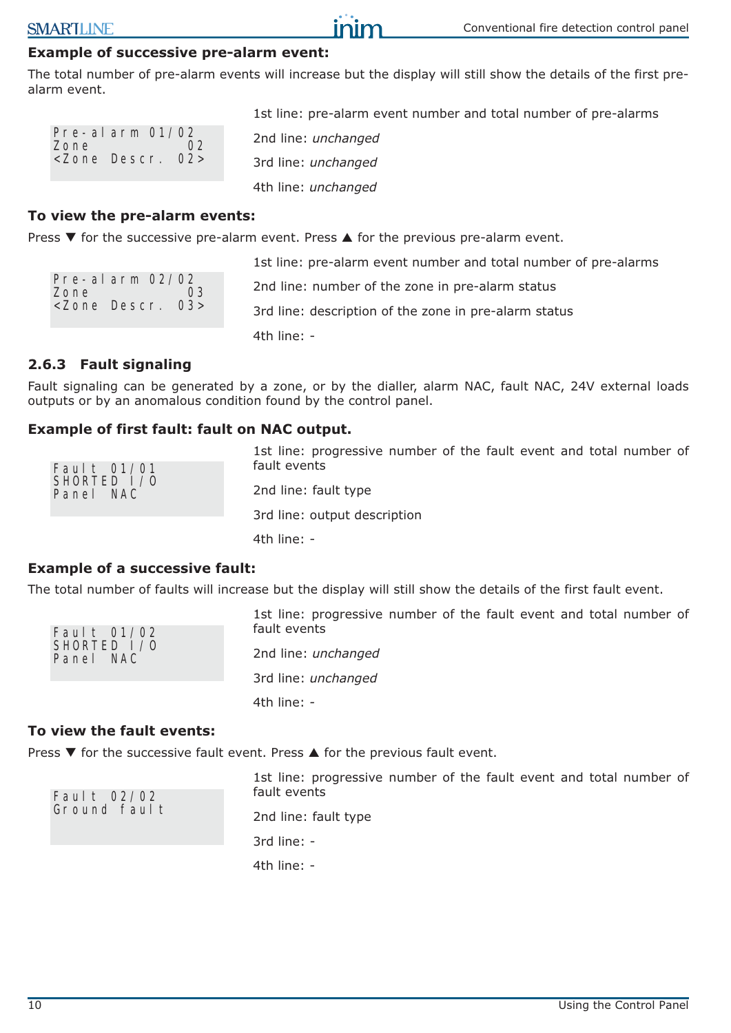#### Example of successive pre-alarm event:

The total number of pre-alarm events will increase but the display will still show the details of the first pre-alarm event.

```
Pre-alarm 01/02
Zone         02
<Zone Descr. 02>
```

1st line: pre-alarm event number and total number of pre-alarms

2nd line: *unchanged*

3rd line: *unchanged*

4th line: *unchanged*

#### To view the pre-alarm events:

Press ▼ for the successive pre-alarm event. Press ▲ for the previous pre-alarm event.

```
Pre-alarm 02/02
Zone         03
<Zone Descr. 03>
```

1st line: pre-alarm event number and total number of pre-alarms

2nd line: number of the zone in pre-alarm status

3rd line: description of the zone in pre-alarm status

4th line: -

### 2.6.3 Fault signaling

Fault signaling can be generated by a zone, or by the dialler, alarm NAC, fault NAC, 24V external loads outputs or by an anomalous condition found by the control panel.

#### Example of first fault: fault on NAC output.

```
Fault 01/01
SHORTED I/O
Panel NAC
```

1st line: progressive number of the fault event and total number of fault events

2nd line: fault type

3rd line: output description

4th line: -

#### Example of a successive fault:

The total number of faults will increase but the display will still show the details of the first fault event.

```
Fault 01/02
SHORTED I/O
Panel NAC
```

1st line: progressive number of the fault event and total number of fault events

2nd line: *unchanged*

3rd line: *unchanged*

4th line: -

#### To view the fault events:

Press ▼ for the successive fault event. Press ▲ for the previous fault event.

```
Fault 02/02
Ground fault
```

1st line: progressive number of the fault event and total number of fault events

2nd line: fault type

3rd line: -

4th line: -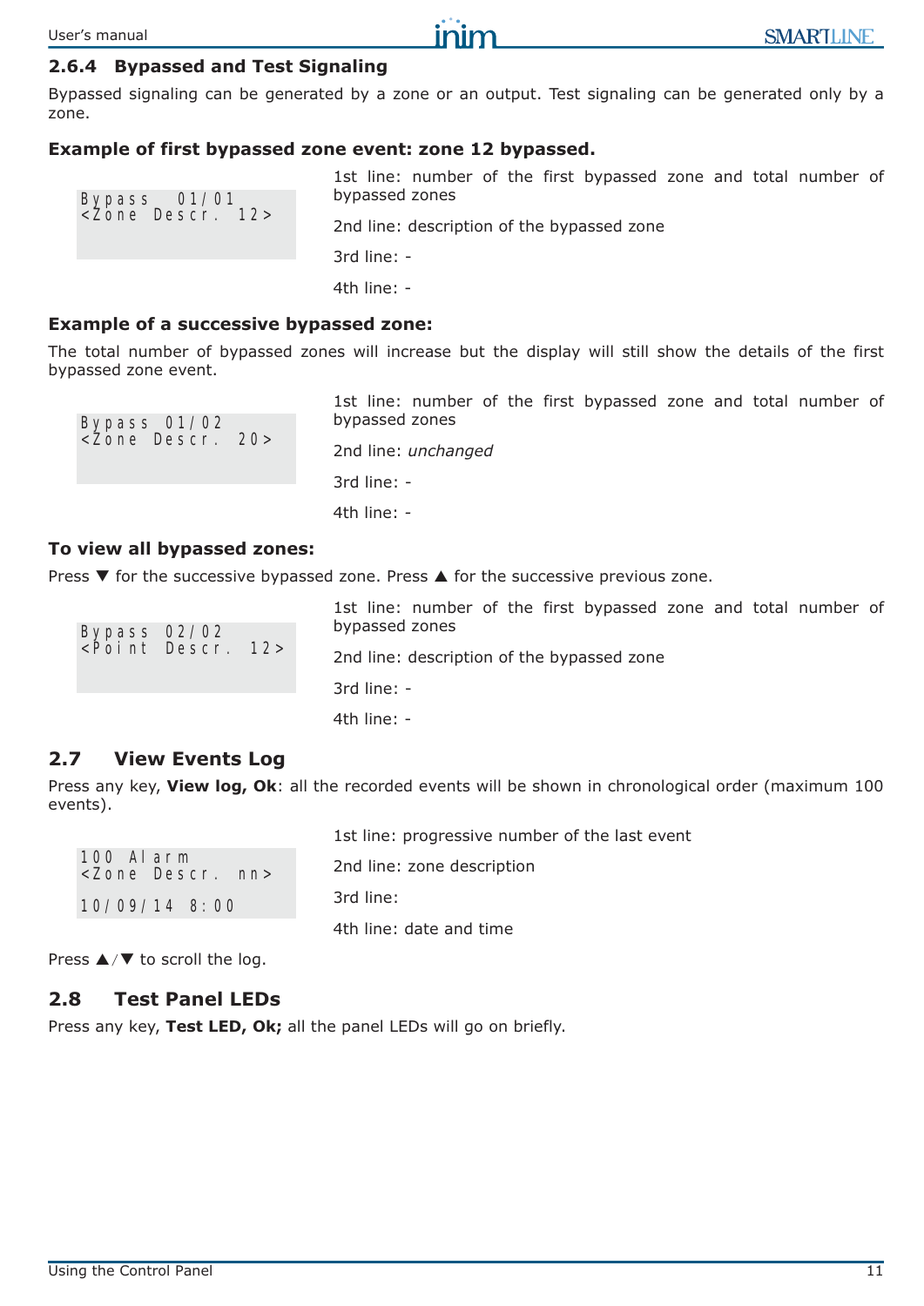### 2.6.4 Bypassed and Test Signaling

Bypassed signaling can be generated by a zone or an output. Test signaling can be generated only by a zone.

**Example of first bypassed zone event: zone 12 bypassed.**

```
Bypass  01/01
<Zone Descr. 12>
```

1st line: number of the first bypassed zone and total number of bypassed zones

2nd line: description of the bypassed zone

3rd line: -

4th line: -

**Example of a successive bypassed zone:**

The total number of bypassed zones will increase but the display will still show the details of the first bypassed zone event.

```
Bypass 01/02
<Zone Descr. 20>
```

1st line: number of the first bypassed zone and total number of bypassed zones

2nd line: *unchanged*

3rd line: -

4th line: -

**To view all bypassed zones:**

Press ▼ for the successive bypassed zone. Press ▲ for the successive previous zone.

```
Bypass 02/02
<Point Descr. 12>
```

1st line: number of the first bypassed zone and total number of bypassed zones

2nd line: description of the bypassed zone

3rd line: -

4th line: -

## 2.7 View Events Log

Press any key, **View log, Ok**: all the recorded events will be shown in chronological order (maximum 100 events).

```
100 Alarm
<Zone Descr. nn>

10/09/14 8:00
```

1st line: progressive number of the last event

2nd line: zone description

3rd line:

4th line: date and time

Press ▲/▼ to scroll the log.

## 2.8 Test Panel LEDs

Press any key, **Test LED, Ok;** all the panel LEDs will go on briefly.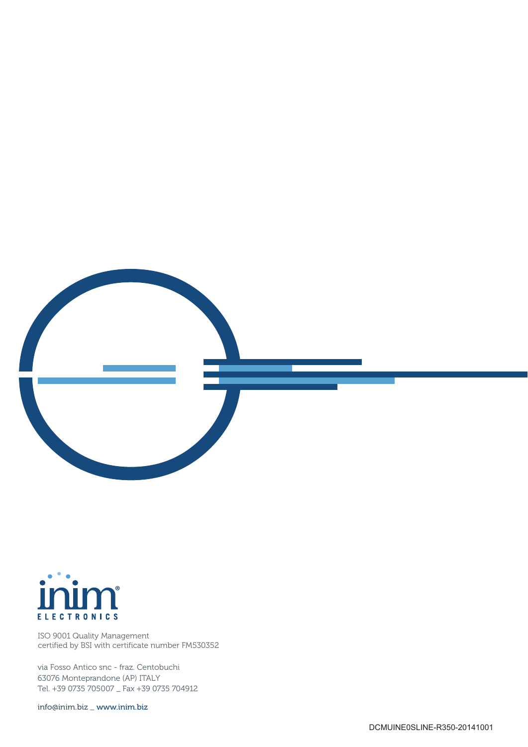inim
ELECTRONICS

ISO 9001 Quality Management
certified by BSI with certificate number FM530352

via Fosso Antico snc - fraz. Centobuchi
63076 Monteprandone (AP) ITALY
Tel. +39 0735 705007 _ Fax +39 0735 704912

info@inim.biz _ www.inim.biz

DCMUINE0SLINE-R350-20141001